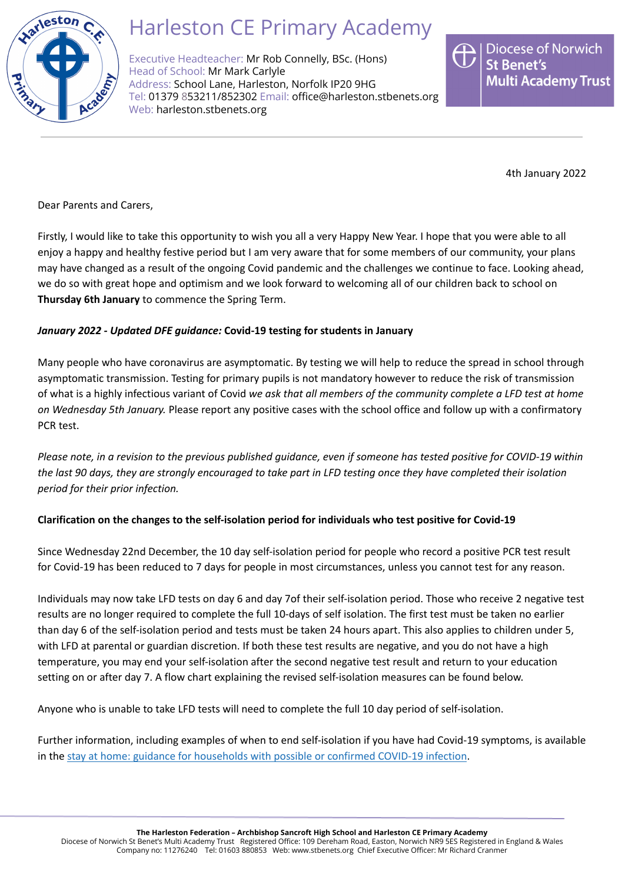# Harleston CE Primary Academy

Executive Headteacher: Mr Rob Connelly, BSc. (Hons)
Head of School: Mr Mark Carlyle
Address: School Lane, Harleston, Norfolk IP20 9HG
Tel: 01379 853211/852302 Email: office@harleston.stbenets.org
Web: harleston.stbenets.org

Diocese of Norwich St Benet's Multi Academy Trust

4th January 2022

Dear Parents and Carers,

Firstly, I would like to take this opportunity to wish you all a very Happy New Year. I hope that you were able to all enjoy a happy and healthy festive period but I am very aware that for some members of our community, your plans may have changed as a result of the ongoing Covid pandemic and the challenges we continue to face. Looking ahead, we do so with great hope and optimism and we look forward to welcoming all of our children back to school on **Thursday 6th January** to commence the Spring Term.

***January 2022 - Updated DFE guidance:*** **Covid-19 testing for students in January**

Many people who have coronavirus are asymptomatic. By testing we will help to reduce the spread in school through asymptomatic transmission. Testing for primary pupils is not mandatory however to reduce the risk of transmission of what is a highly infectious variant of Covid *we ask that all members of the community complete a LFD test at home on Wednesday 5th January.* Please report any positive cases with the school office and follow up with a confirmatory PCR test.

*Please note, in a revision to the previous published guidance, even if someone has tested positive for COVID-19 within the last 90 days, they are strongly encouraged to take part in LFD testing once they have completed their isolation period for their prior infection.*

**Clarification on the changes to the self-isolation period for individuals who test positive for Covid-19**

Since Wednesday 22nd December, the 10 day self-isolation period for people who record a positive PCR test result for Covid-19 has been reduced to 7 days for people in most circumstances, unless you cannot test for any reason.

Individuals may now take LFD tests on day 6 and day 7of their self-isolation period. Those who receive 2 negative test results are no longer required to complete the full 10-days of self isolation. The first test must be taken no earlier than day 6 of the self-isolation period and tests must be taken 24 hours apart. This also applies to children under 5, with LFD at parental or guardian discretion. If both these test results are negative, and you do not have a high temperature, you may end your self-isolation after the second negative test result and return to your education setting on or after day 7. A flow chart explaining the revised self-isolation measures can be found below.

Anyone who is unable to take LFD tests will need to complete the full 10 day period of self-isolation.

Further information, including examples of when to end self-isolation if you have had Covid-19 symptoms, is available in the [stay at home: guidance for households with possible or confirmed COVID-19 infection].

**The Harleston Federation – Archbishop Sancroft High School and Harleston CE Primary Academy**
Diocese of Norwich St Benet's Multi Academy Trust Registered Office: 109 Dereham Road, Easton, Norwich NR9 5ES Registered in England & Wales Company no: 11276240 Tel: 01603 880853 Web: www.stbenets.org Chief Executive Officer: Mr Richard Cranmer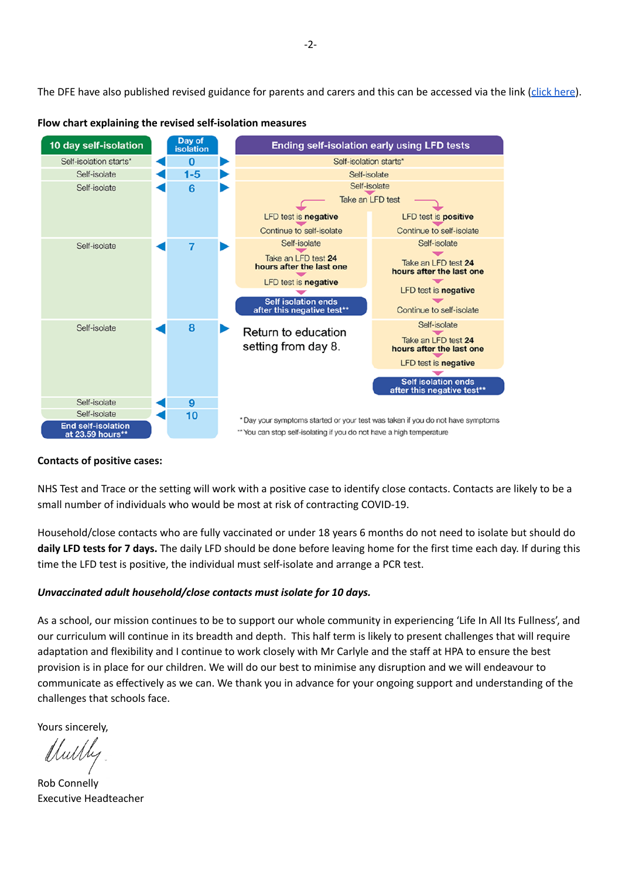The DFE have also published revised guidance for parents and carers and this can be accessed via the link (click here).

**Flow chart explaining the revised self-isolation measures**

10 day self-isolation

Day of isolation

Ending self-isolation early using LFD tests

Self-isolation starts*

0

Self-isolation starts*

Self-isolate

1-5

Self-isolate

Self-isolate

6

Self-isolate

Take an LFD test

LFD test is **negative**

Continue to self-isolate

LFD test is **positive**

Continue to self-isolate

Self-isolate

7

Self-isolate

Take an LFD test **24 hours after the last one**

LFD test is **negative**

Self isolation ends after this negative test**

Self-isolate

Take an LFD test **24 hours after the last one**

LFD test is **negative**

Continue to self-isolate

Self-isolate

8

Return to education setting from day 8.

Self-isolate

Take an LFD test **24 hours after the last one**

LFD test is **negative**

Self isolation ends after this negative test**

Self-isolate

9

Self-isolate

10

End self-isolation at 23.59 hours**

* Day your symptoms started or your test was taken if you do not have symptoms

** You can stop self-isolating if you do not have a high temperature

**Contacts of positive cases:**

NHS Test and Trace or the setting will work with a positive case to identify close contacts. Contacts are likely to be a small number of individuals who would be most at risk of contracting COVID-19.

Household/close contacts who are fully vaccinated or under 18 years 6 months do not need to isolate but should do **daily LFD tests for 7 days.** The daily LFD should be done before leaving home for the first time each day. If during this time the LFD test is positive, the individual must self-isolate and arrange a PCR test.

***Unvaccinated adult household/close contacts must isolate for 10 days.***

As a school, our mission continues to be to support our whole community in experiencing 'Life In All Its Fullness', and our curriculum will continue in its breadth and depth. This half term is likely to present challenges that will require adaptation and flexibility and I continue to work closely with Mr Carlyle and the staff at HPA to ensure the best provision is in place for our children. We will do our best to minimise any disruption and we will endeavour to communicate as effectively as we can. We thank you in advance for your ongoing support and understanding of the challenges that schools face.

Yours sincerely,

Rob Connelly
Executive Headteacher